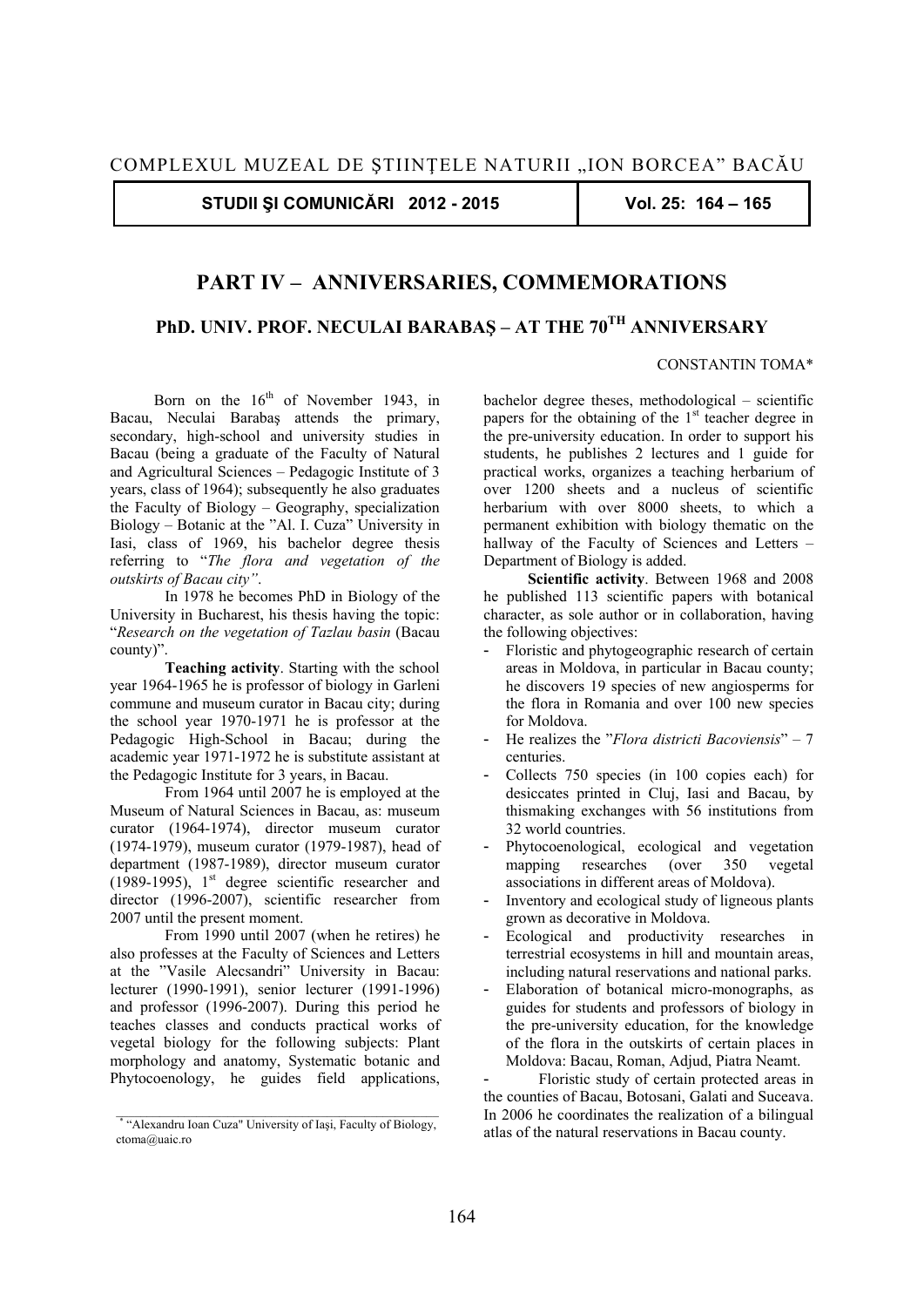# PART IV – ANNIVERSARIES, COMMEMORATIONS

## PhD. UNIV. PROF. NECULAI BARABAŞ – AT THE 70[TH] ANNIVERSARY

CONSTANTIN TOMA*

Born on the 16[th] of November 1943, in Bacau, Neculai Barabaş attends the primary, secondary, high-school and university studies in Bacau (being a graduate of the Faculty of Natural and Agricultural Sciences – Pedagogic Institute of 3 years, class of 1964); subsequently he also graduates the Faculty of Biology – Geography, specialization Biology – Botanic at the "Al. I. Cuza" University in Iasi, class of 1969, his bachelor degree thesis referring to "*The flora and vegetation of the outskirts of Bacau city"*.

In 1978 he becomes PhD in Biology of the University in Bucharest, his thesis having the topic: "*Research on the vegetation of Tazlau basin* (Bacau county)".

**Teaching activity**. Starting with the school year 1964-1965 he is professor of biology in Garleni commune and museum curator in Bacau city; during the school year 1970-1971 he is professor at the Pedagogic High-School in Bacau; during the academic year 1971-1972 he is substitute assistant at the Pedagogic Institute for 3 years, in Bacau.

From 1964 until 2007 he is employed at the Museum of Natural Sciences in Bacau, as: museum curator (1964-1974), director museum curator (1974-1979), museum curator (1979-1987), head of department (1987-1989), director museum curator (1989-1995), 1[st] degree scientific researcher and director (1996-2007), scientific researcher from 2007 until the present moment.

From 1990 until 2007 (when he retires) he also professes at the Faculty of Sciences and Letters at the "Vasile Alecsandri" University in Bacau: lecturer (1990-1991), senior lecturer (1991-1996) and professor (1996-2007). During this period he teaches classes and conducts practical works of vegetal biology for the following subjects: Plant morphology and anatomy, Systematic botanic and Phytocoenology, he guides field applications, bachelor degree theses, methodological – scientific papers for the obtaining of the 1[st] teacher degree in the pre-university education. In order to support his students, he publishes 2 lectures and 1 guide for practical works, organizes a teaching herbarium of over 1200 sheets and a nucleus of scientific herbarium with over 8000 sheets, to which a permanent exhibition with biology thematic on the hallway of the Faculty of Sciences and Letters – Department of Biology is added.

**Scientific activity**. Between 1968 and 2008 he published 113 scientific papers with botanical character, as sole author or in collaboration, having the following objectives:

- Floristic and phytogeographic research of certain areas in Moldova, in particular in Bacau county; he discovers 19 species of new angiosperms for the flora in Romania and over 100 new species for Moldova.
- He realizes the "*Flora districti Bacoviensis*" – 7 centuries.
- Collects 750 species (in 100 copies each) for desiccates printed in Cluj, Iasi and Bacau, by thismaking exchanges with 56 institutions from 32 world countries.
- Phytocoenological, ecological and vegetation mapping researches (over 350 vegetal associations in different areas of Moldova).
- Inventory and ecological study of ligneous plants grown as decorative in Moldova.
- Ecological and productivity researches in terrestrial ecosystems in hill and mountain areas, including natural reservations and national parks.
- Elaboration of botanical micro-monographs, as guides for students and professors of biology in the pre-university education, for the knowledge of the flora in the outskirts of certain places in Moldova: Bacau, Roman, Adjud, Piatra Neamt.
- Floristic study of certain protected areas in the counties of Bacau, Botosani, Galati and Suceava. In 2006 he coordinates the realization of a bilingual atlas of the natural reservations in Bacau county.

* "Alexandru Ioan Cuza" University of Iaşi, Faculty of Biology, ctoma@uaic.ro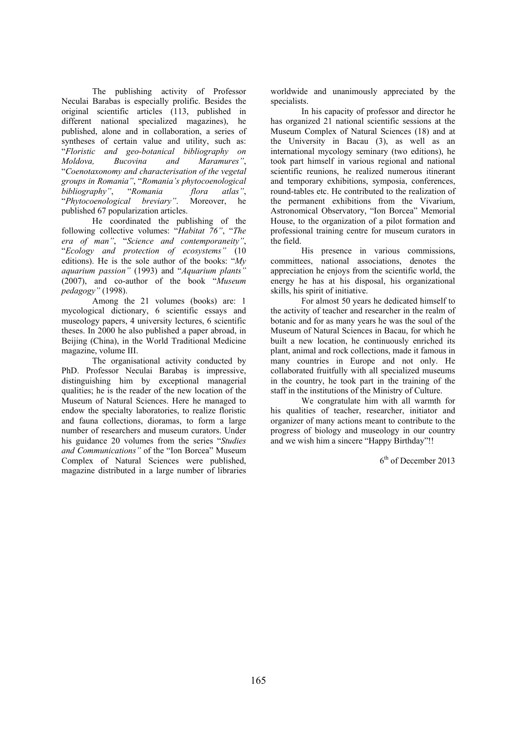The publishing activity of Professor Neculai Barabas is especially prolific. Besides the original scientific articles (113, published in different national specialized magazines), he published, alone and in collaboration, a series of syntheses of certain value and utility, such as: "*Floristic and geo-botanical bibliography on Moldova, Bucovina and Maramures"*, "*Coenotaxonomy and characterisation of the vegetal groups in Romania"*, "*Romania's phytocoenological bibliography"*, "*Romania flora atlas"*, "*Phytocoenological breviary"*. Moreover, he published 67 popularization articles.

He coordinated the publishing of the following collective volumes: "*Habitat 76"*, "*The era of man"*, "*Science and contemporaneity"*, "*Ecology and protection of ecosystems"* (10 editions). He is the sole author of the books: "*My aquarium passion"* (1993) and "*Aquarium plants"* (2007), and co-author of the book "*Museum pedagogy"* (1998).

Among the 21 volumes (books) are: 1 mycological dictionary, 6 scientific essays and museology papers, 4 university lectures, 6 scientific theses. In 2000 he also published a paper abroad, in Beijing (China), in the World Traditional Medicine magazine, volume III.

The organisational activity conducted by PhD. Professor Neculai Barabaș is impressive, distinguishing him by exceptional managerial qualities; he is the reader of the new location of the Museum of Natural Sciences. Here he managed to endow the specialty laboratories, to realize floristic and fauna collections, dioramas, to form a large number of researchers and museum curators. Under his guidance 20 volumes from the series "*Studies and Communications"* of the "Ion Borcea" Museum Complex of Natural Sciences were published, magazine distributed in a large number of libraries worldwide and unanimously appreciated by the specialists.

In his capacity of professor and director he has organized 21 national scientific sessions at the Museum Complex of Natural Sciences (18) and at the University in Bacau (3), as well as an international mycology seminary (two editions), he took part himself in various regional and national scientific reunions, he realized numerous itinerant and temporary exhibitions, symposia, conferences, round-tables etc. He contributed to the realization of the permanent exhibitions from the Vivarium, Astronomical Observatory, "Ion Borcea" Memorial House, to the organization of a pilot formation and professional training centre for museum curators in the field.

His presence in various commissions, committees, national associations, denotes the appreciation he enjoys from the scientific world, the energy he has at his disposal, his organizational skills, his spirit of initiative.

For almost 50 years he dedicated himself to the activity of teacher and researcher in the realm of botanic and for as many years he was the soul of the Museum of Natural Sciences in Bacau, for which he built a new location, he continuously enriched its plant, animal and rock collections, made it famous in many countries in Europe and not only. He collaborated fruitfully with all specialized museums in the country, he took part in the training of the staff in the institutions of the Ministry of Culture.

We congratulate him with all warmth for his qualities of teacher, researcher, initiator and organizer of many actions meant to contribute to the progress of biology and museology in our country and we wish him a sincere "Happy Birthday"!!

6th of December 2013